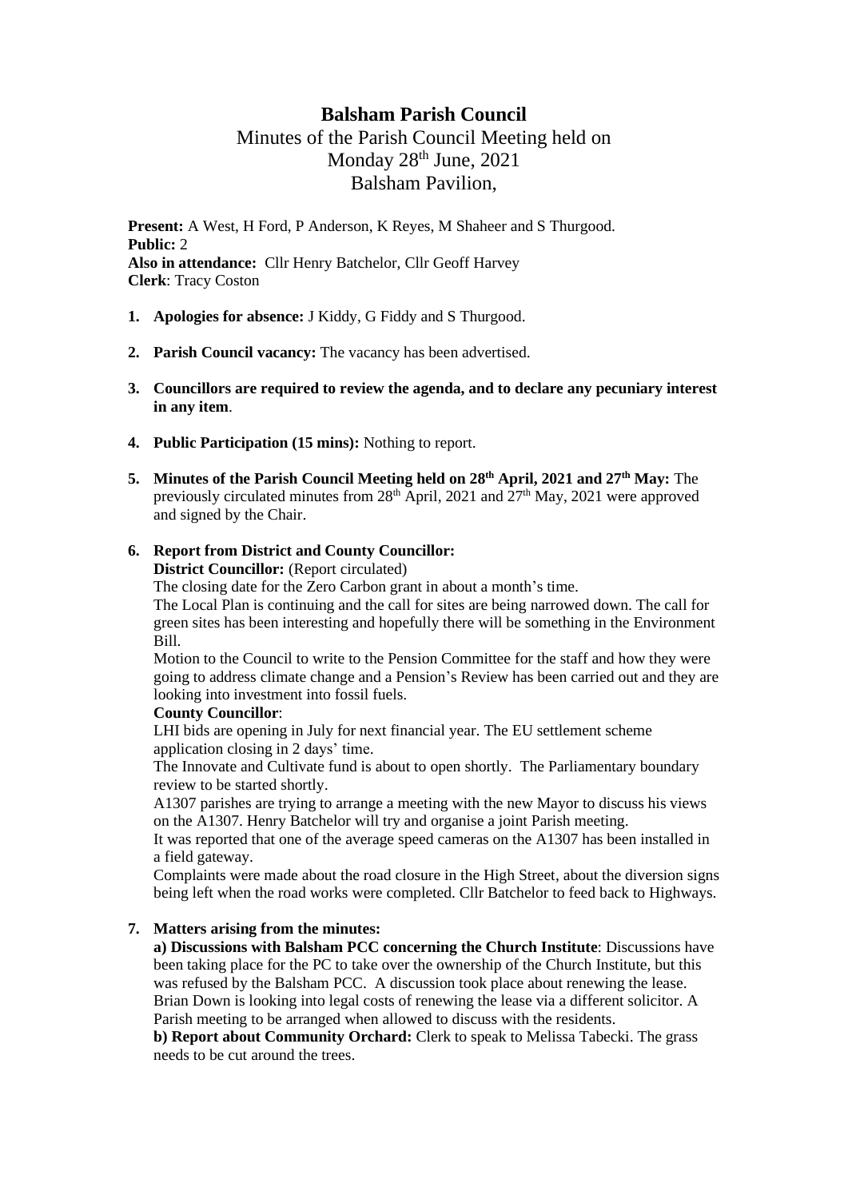# Balsham Parish Council

## Minutes of the Parish Council Meeting held on Monday 28th June, 2021 Balsham Pavilion,

**Present:** A West, H Ford, P Anderson, K Reyes, M Shaheer and S Thurgood.
**Public:** 2
**Also in attendance:** Cllr Henry Batchelor, Cllr Geoff Harvey
**Clerk**: Tracy Coston

1. **Apologies for absence:** J Kiddy, G Fiddy and S Thurgood.

2. **Parish Council vacancy:** The vacancy has been advertised.

3. **Councillors are required to review the agenda, and to declare any pecuniary interest in any item**.

4. **Public Participation (15 mins):** Nothing to report.

5. **Minutes of the Parish Council Meeting held on 28th April, 2021 and 27th May:** The previously circulated minutes from 28th April, 2021 and 27th May, 2021 were approved and signed by the Chair.

6. **Report from District and County Councillor:**

   **District Councillor:** (Report circulated)

   The closing date for the Zero Carbon grant in about a month's time.

   The Local Plan is continuing and the call for sites are being narrowed down. The call for green sites has been interesting and hopefully there will be something in the Environment Bill.

   Motion to the Council to write to the Pension Committee for the staff and how they were going to address climate change and a Pension's Review has been carried out and they are looking into investment into fossil fuels.

   **County Councillor**:

   LHI bids are opening in July for next financial year. The EU settlement scheme application closing in 2 days' time.

   The Innovate and Cultivate fund is about to open shortly. The Parliamentary boundary review to be started shortly.

   A1307 parishes are trying to arrange a meeting with the new Mayor to discuss his views on the A1307. Henry Batchelor will try and organise a joint Parish meeting.

   It was reported that one of the average speed cameras on the A1307 has been installed in a field gateway.

   Complaints were made about the road closure in the High Street, about the diversion signs being left when the road works were completed. Cllr Batchelor to feed back to Highways.

7. **Matters arising from the minutes:**

   **a) Discussions with Balsham PCC concerning the Church Institute**: Discussions have been taking place for the PC to take over the ownership of the Church Institute, but this was refused by the Balsham PCC. A discussion took place about renewing the lease. Brian Down is looking into legal costs of renewing the lease via a different solicitor. A Parish meeting to be arranged when allowed to discuss with the residents.

   **b) Report about Community Orchard:** Clerk to speak to Melissa Tabecki. The grass needs to be cut around the trees.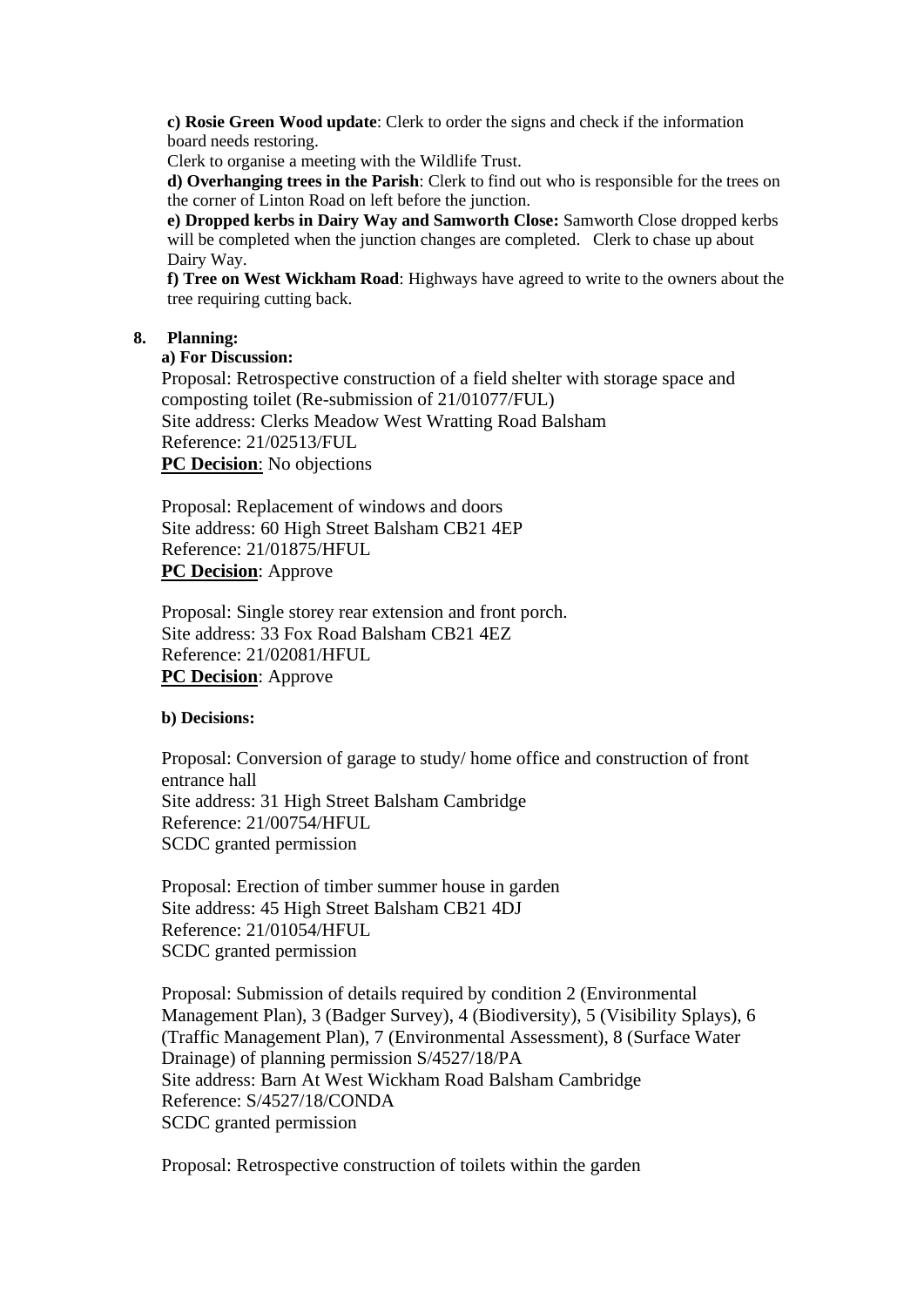**c) Rosie Green Wood update**: Clerk to order the signs and check if the information board needs restoring.

Clerk to organise a meeting with the Wildlife Trust.

**d) Overhanging trees in the Parish**: Clerk to find out who is responsible for the trees on the corner of Linton Road on left before the junction.

**e) Dropped kerbs in Dairy Way and Samworth Close:** Samworth Close dropped kerbs will be completed when the junction changes are completed. Clerk to chase up about Dairy Way.

**f) Tree on West Wickham Road**: Highways have agreed to write to the owners about the tree requiring cutting back.

8. **Planning:**

**a) For Discussion:**

Proposal: Retrospective construction of a field shelter with storage space and composting toilet (Re-submission of 21/01077/FUL)
Site address: Clerks Meadow West Wratting Road Balsham
Reference: 21/02513/FUL
**PC Decision**: No objections

Proposal: Replacement of windows and doors
Site address: 60 High Street Balsham CB21 4EP
Reference: 21/01875/HFUL
**PC Decision**: Approve

Proposal: Single storey rear extension and front porch.
Site address: 33 Fox Road Balsham CB21 4EZ
Reference: 21/02081/HFUL
**PC Decision**: Approve

**b) Decisions:**

Proposal: Conversion of garage to study/ home office and construction of front entrance hall
Site address: 31 High Street Balsham Cambridge
Reference: 21/00754/HFUL
SCDC granted permission

Proposal: Erection of timber summer house in garden
Site address: 45 High Street Balsham CB21 4DJ
Reference: 21/01054/HFUL
SCDC granted permission

Proposal: Submission of details required by condition 2 (Environmental Management Plan), 3 (Badger Survey), 4 (Biodiversity), 5 (Visibility Splays), 6 (Traffic Management Plan), 7 (Environmental Assessment), 8 (Surface Water Drainage) of planning permission S/4527/18/PA
Site address: Barn At West Wickham Road Balsham Cambridge
Reference: S/4527/18/CONDA
SCDC granted permission

Proposal: Retrospective construction of toilets within the garden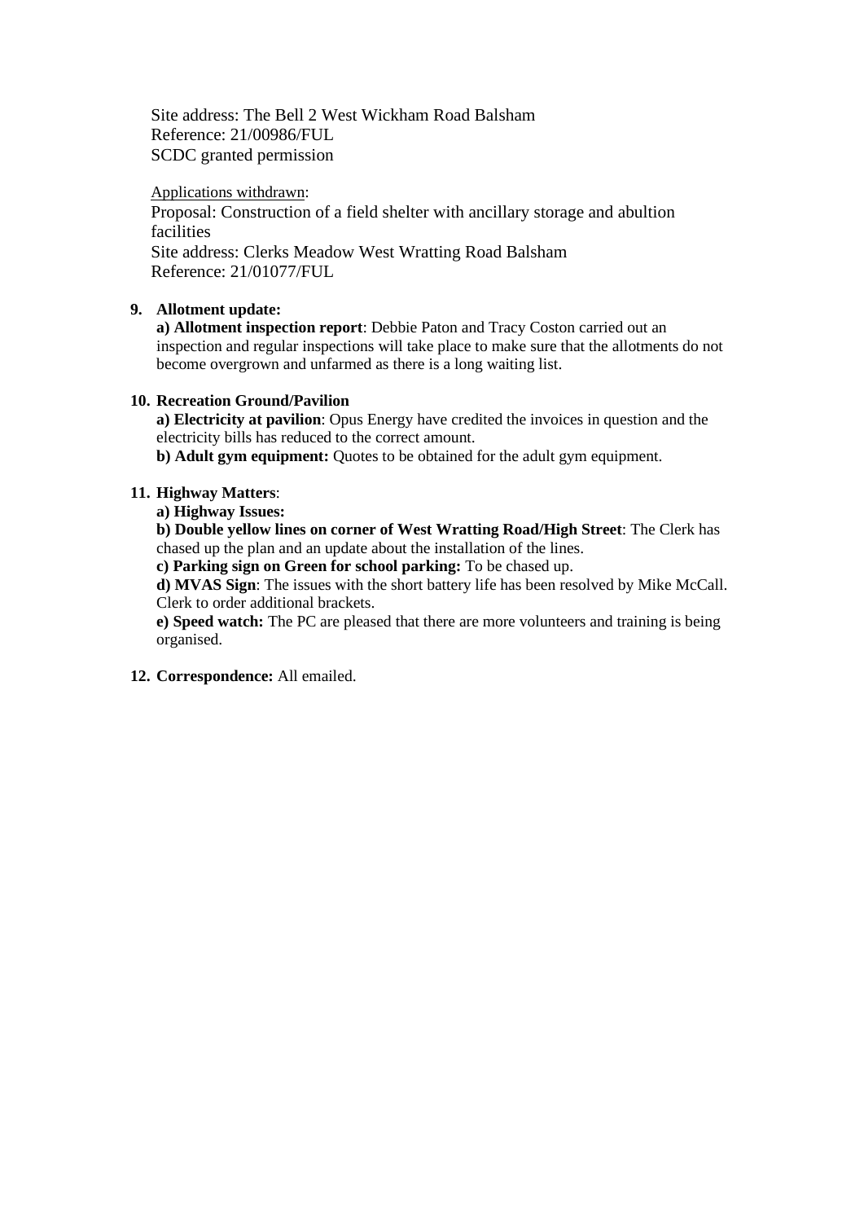Site address: The Bell 2 West Wickham Road Balsham
Reference: 21/00986/FUL
SCDC granted permission

Applications withdrawn:
Proposal: Construction of a field shelter with ancillary storage and abultion facilities
Site address: Clerks Meadow West Wratting Road Balsham
Reference: 21/01077/FUL

9. **Allotment update:**
   **a) Allotment inspection report**: Debbie Paton and Tracy Coston carried out an inspection and regular inspections will take place to make sure that the allotments do not become overgrown and unfarmed as there is a long waiting list.

10. **Recreation Ground/Pavilion**
    **a) Electricity at pavilion**: Opus Energy have credited the invoices in question and the electricity bills has reduced to the correct amount.
    **b) Adult gym equipment:** Quotes to be obtained for the adult gym equipment.

11. **Highway Matters**:
    **a) Highway Issues:**
    **b) Double yellow lines on corner of West Wratting Road/High Street**: The Clerk has chased up the plan and an update about the installation of the lines.
    **c) Parking sign on Green for school parking:** To be chased up.
    **d) MVAS Sign**: The issues with the short battery life has been resolved by Mike McCall. Clerk to order additional brackets.
    **e) Speed watch:** The PC are pleased that there are more volunteers and training is being organised.

12. **Correspondence:** All emailed.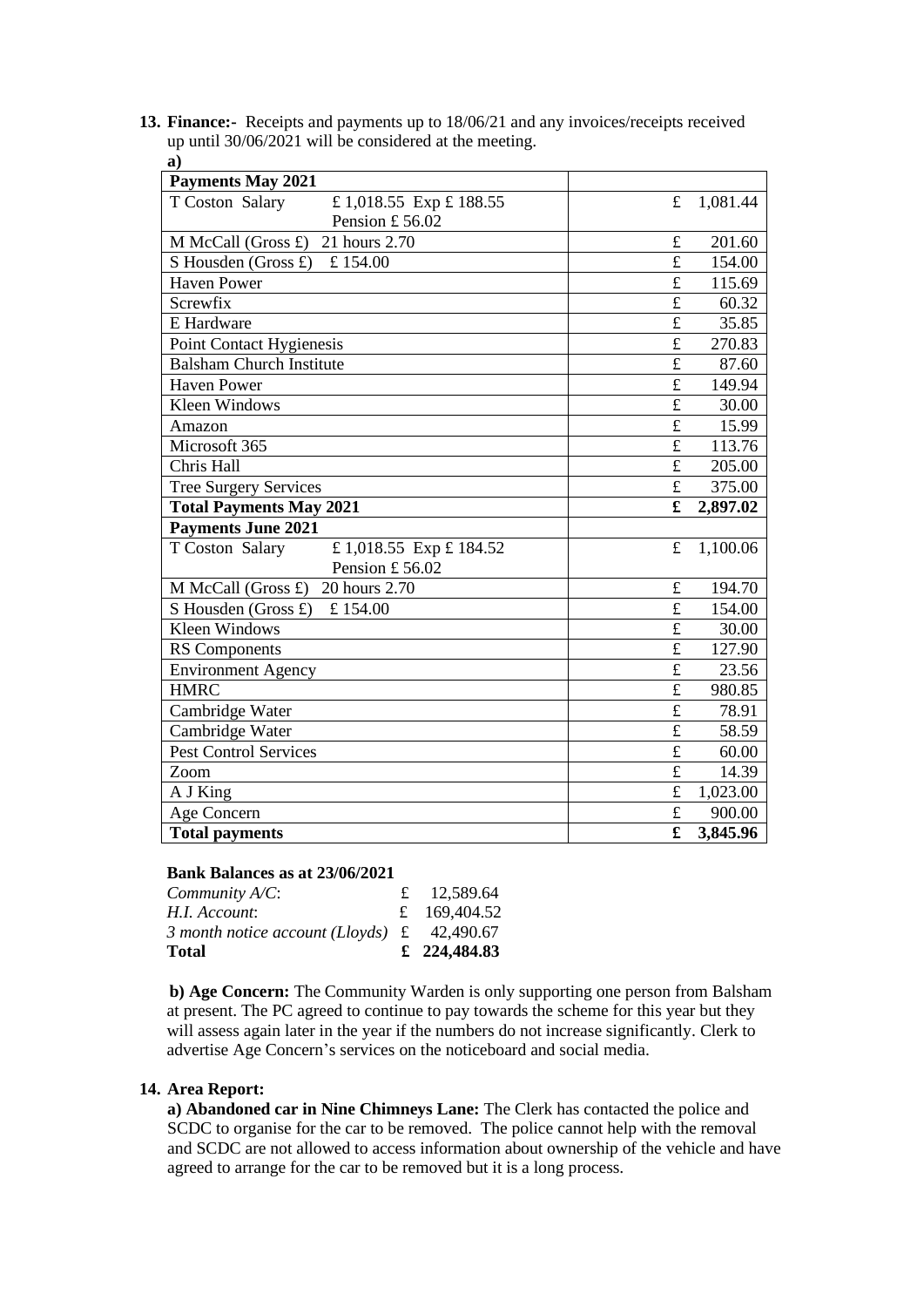**13. Finance:-** Receipts and payments up to 18/06/21 and any invoices/receipts received up until 30/06/2021 will be considered at the meeting.

**a)**

| **Payments May 2021** | | |
|---|---|---|
| T Coston Salary £ 1,018.55 Exp £ 188.55 Pension £ 56.02 | £ | 1,081.44 |
| M McCall (Gross £) 21 hours 2.70 | £ | 201.60 |
| S Housden (Gross £) £ 154.00 | £ | 154.00 |
| Haven Power | £ | 115.69 |
| Screwfix | £ | 60.32 |
| E Hardware | £ | 35.85 |
| Point Contact Hygienesis | £ | 270.83 |
| Balsham Church Institute | £ | 87.60 |
| Haven Power | £ | 149.94 |
| Kleen Windows | £ | 30.00 |
| Amazon | £ | 15.99 |
| Microsoft 365 | £ | 113.76 |
| Chris Hall | £ | 205.00 |
| Tree Surgery Services | £ | 375.00 |
| **Total Payments May 2021** | **£** | **2,897.02** |
| **Payments June 2021** | | |
| T Coston Salary £ 1,018.55 Exp £ 184.52 Pension £ 56.02 | £ | 1,100.06 |
| M McCall (Gross £) 20 hours 2.70 | £ | 194.70 |
| S Housden (Gross £) £ 154.00 | £ | 154.00 |
| Kleen Windows | £ | 30.00 |
| RS Components | £ | 127.90 |
| Environment Agency | £ | 23.56 |
| HMRC | £ | 980.85 |
| Cambridge Water | £ | 78.91 |
| Cambridge Water | £ | 58.59 |
| Pest Control Services | £ | 60.00 |
| Zoom | £ | 14.39 |
| A J King | £ | 1,023.00 |
| Age Concern | £ | 900.00 |
| **Total payments** | **£** | **3,845.96** |

**Bank Balances as at 23/06/2021**

| | | |
|---|---|---|
| *Community A/C*: | £ | 12,589.64 |
| *H.I. Account*: | £ | 169,404.52 |
| *3 month notice account (Lloyds)* | £ | 42,490.67 |
| **Total** | **£** | **224,484.83** |

**b) Age Concern:** The Community Warden is only supporting one person from Balsham at present. The PC agreed to continue to pay towards the scheme for this year but they will assess again later in the year if the numbers do not increase significantly. Clerk to advertise Age Concern's services on the noticeboard and social media.

**14. Area Report:**

**a) Abandoned car in Nine Chimneys Lane:** The Clerk has contacted the police and SCDC to organise for the car to be removed. The police cannot help with the removal and SCDC are not allowed to access information about ownership of the vehicle and have agreed to arrange for the car to be removed but it is a long process.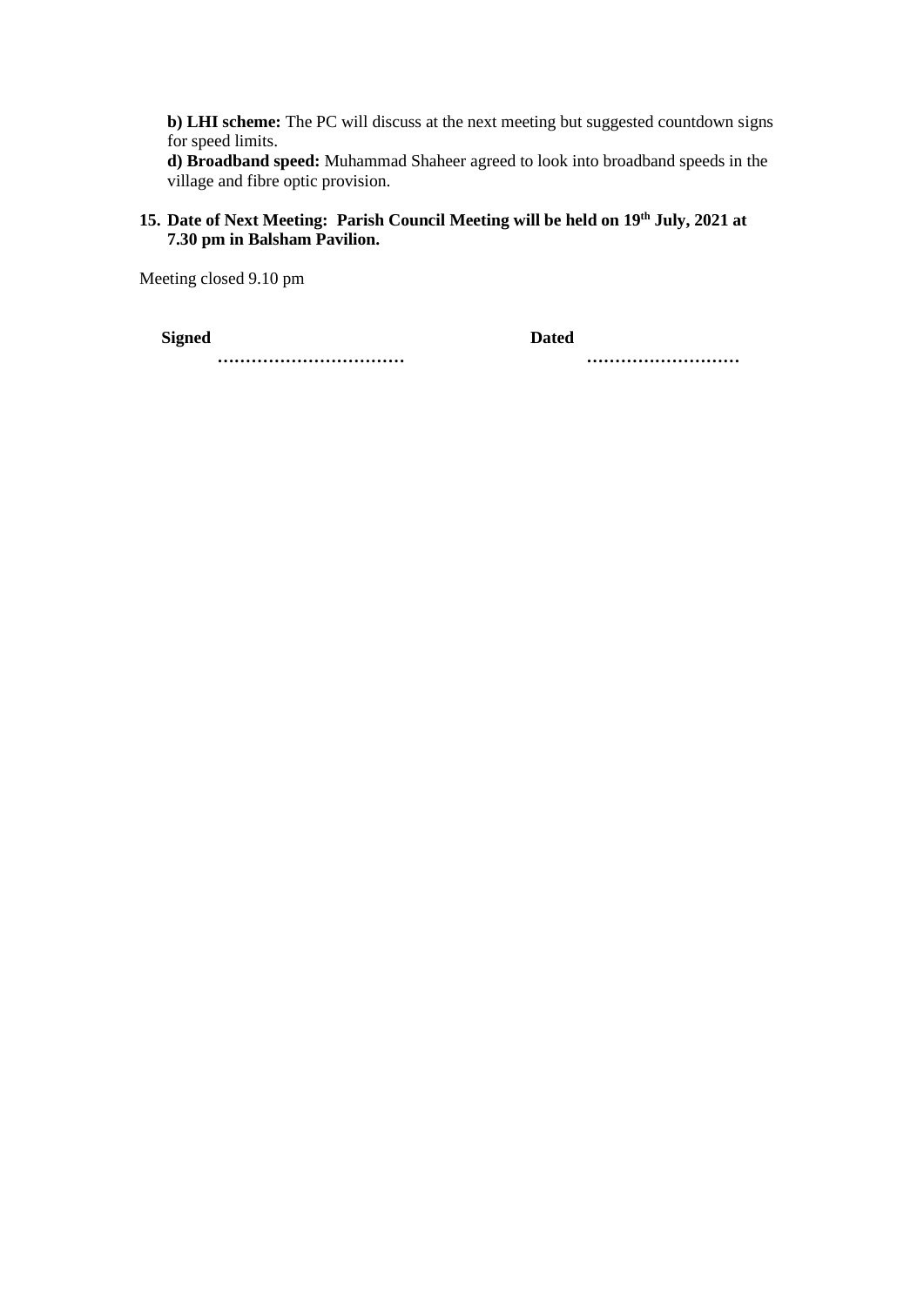**b) LHI scheme:** The PC will discuss at the next meeting but suggested countdown signs for speed limits.

**d) Broadband speed:** Muhammad Shaheer agreed to look into broadband speeds in the village and fibre optic provision.

**15. Date of Next Meeting: Parish Council Meeting will be held on 19th July, 2021 at 7.30 pm in Balsham Pavilion.**

Meeting closed 9.10 pm

**Signed** **……………………………** **Dated** **………………………**